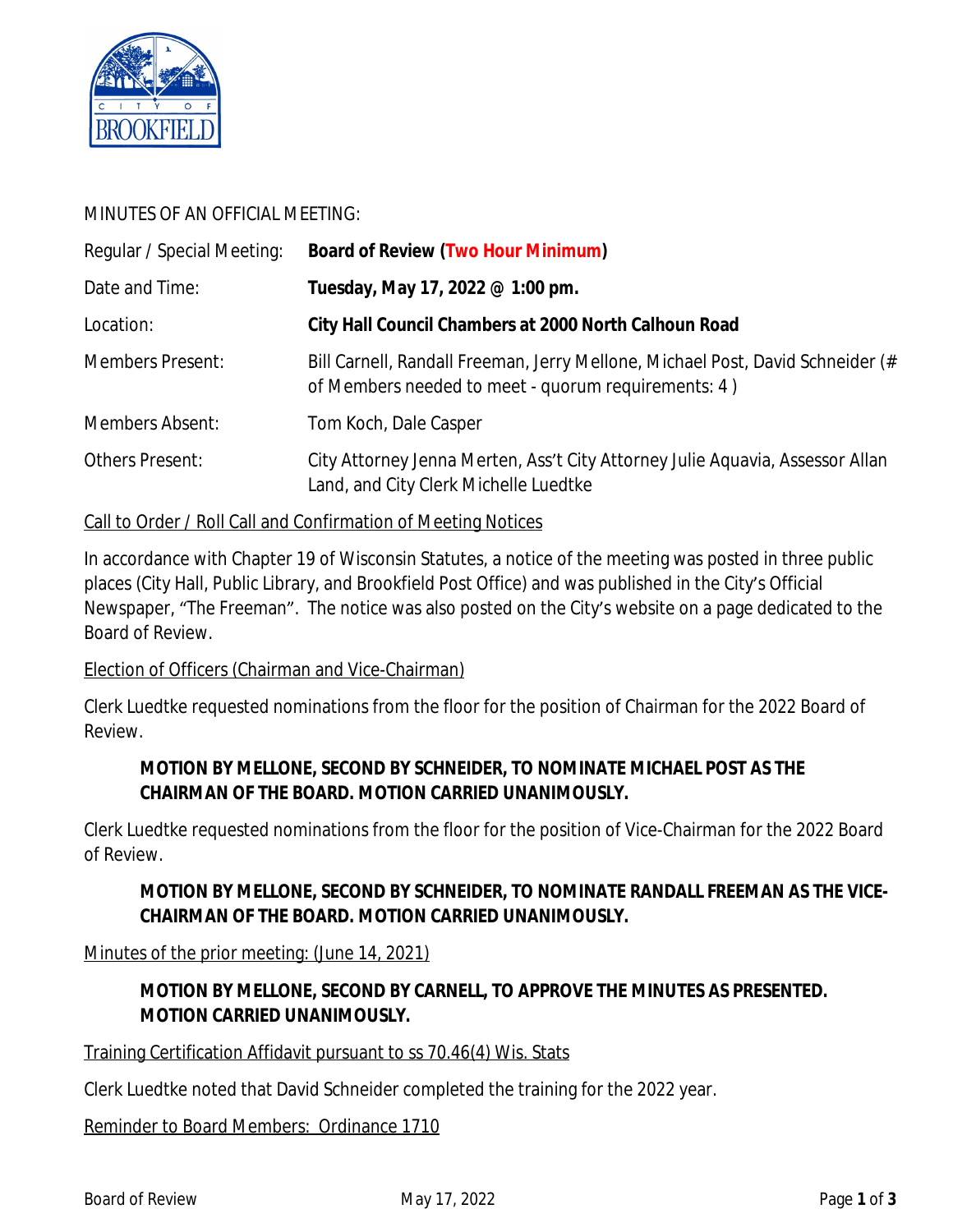MINUTES OF AN OFFICIAL MEETING:

| | |
|---|---|
| Regular / Special Meeting: | **Board of Review (Two Hour Minimum)** |
| Date and Time: | **Tuesday, May 17, 2022 @ 1:00 pm.** |
| Location: | **City Hall Council Chambers at 2000 North Calhoun Road** |
| Members Present: | Bill Carnell, Randall Freeman, Jerry Mellone, Michael Post, David Schneider (# of Members needed to meet - quorum requirements: 4 ) |
| Members Absent: | Tom Koch, Dale Casper |
| Others Present: | City Attorney Jenna Merten, Ass't City Attorney Julie Aquavia, Assessor Allan Land, and City Clerk Michelle Luedtke |

Call to Order / Roll Call and Confirmation of Meeting Notices

In accordance with Chapter 19 of Wisconsin Statutes, a notice of the meeting was posted in three public places (City Hall, Public Library, and Brookfield Post Office) and was published in the City's Official Newspaper, "The Freeman". The notice was also posted on the City's website on a page dedicated to the Board of Review.

Election of Officers (Chairman and Vice-Chairman)

Clerk Luedtke requested nominations from the floor for the position of Chairman for the 2022 Board of Review.

> **MOTION BY MELLONE, SECOND BY SCHNEIDER, TO NOMINATE MICHAEL POST AS THE CHAIRMAN OF THE BOARD. MOTION CARRIED UNANIMOUSLY.**

Clerk Luedtke requested nominations from the floor for the position of Vice-Chairman for the 2022 Board of Review.

> **MOTION BY MELLONE, SECOND BY SCHNEIDER, TO NOMINATE RANDALL FREEMAN AS THE VICE-CHAIRMAN OF THE BOARD. MOTION CARRIED UNANIMOUSLY.**

Minutes of the prior meeting: (June 14, 2021)

> **MOTION BY MELLONE, SECOND BY CARNELL, TO APPROVE THE MINUTES AS PRESENTED. MOTION CARRIED UNANIMOUSLY.**

Training Certification Affidavit pursuant to ss 70.46(4) Wis. Stats

Clerk Luedtke noted that David Schneider completed the training for the 2022 year.

Reminder to Board Members: Ordinance 1710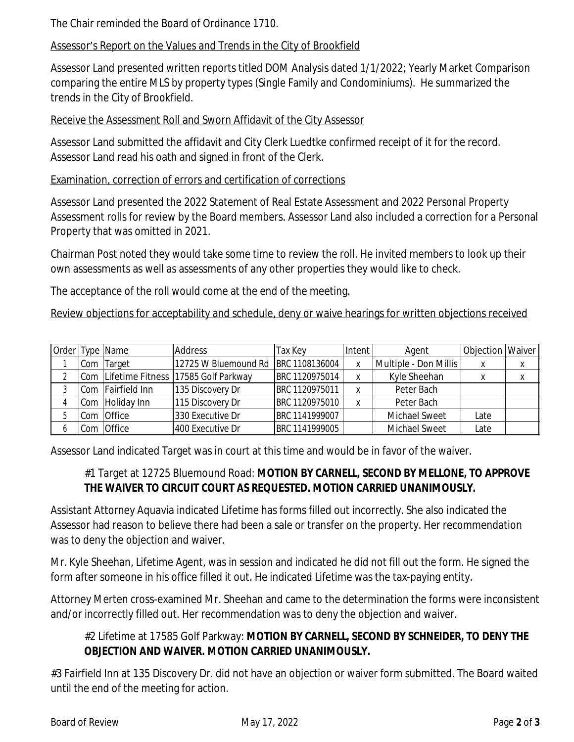The Chair reminded the Board of Ordinance 1710.

Assessor's Report on the Values and Trends in the City of Brookfield

Assessor Land presented written reports titled DOM Analysis dated 1/1/2022; Yearly Market Comparison comparing the entire MLS by property types (Single Family and Condominiums). He summarized the trends in the City of Brookfield.

Receive the Assessment Roll and Sworn Affidavit of the City Assessor

Assessor Land submitted the affidavit and City Clerk Luedtke confirmed receipt of it for the record. Assessor Land read his oath and signed in front of the Clerk.

Examination, correction of errors and certification of corrections

Assessor Land presented the 2022 Statement of Real Estate Assessment and 2022 Personal Property Assessment rolls for review by the Board members. Assessor Land also included a correction for a Personal Property that was omitted in 2021.

Chairman Post noted they would take some time to review the roll. He invited members to look up their own assessments as well as assessments of any other properties they would like to check.

The acceptance of the roll would come at the end of the meeting.

Review objections for acceptability and schedule, deny or waive hearings for written objections received

| Order | Type | Name | Address | Tax Key | Intent | Agent | Objection | Waiver |
|---|---|---|---|---|---|---|---|---|
| 1 | Com | Target | 12725 W Bluemound Rd | BRC 1108136004 | x | Multiple - Don Millis | x | x |
| 2 | Com | Lifetime Fitness | 17585 Golf Parkway | BRC 1120975014 | x | Kyle Sheehan | x | x |
| 3 | Com | Fairfield Inn | 135 Discovery Dr | BRC 1120975011 | x | Peter Bach | | |
| 4 | Com | Holiday Inn | 115 Discovery Dr | BRC 1120975010 | x | Peter Bach | | |
| 5 | Com | Office | 330 Executive Dr | BRC 1141999007 | | Michael Sweet | Late | |
| 6 | Com | Office | 400 Executive Dr | BRC 1141999005 | | Michael Sweet | Late | |

Assessor Land indicated Target was in court at this time and would be in favor of the waiver.

> #1 Target at 12725 Bluemound Road: **MOTION BY CARNELL, SECOND BY MELLONE, TO APPROVE THE WAIVER TO CIRCUIT COURT AS REQUESTED. MOTION CARRIED UNANIMOUSLY.**

Assistant Attorney Aquavia indicated Lifetime has forms filled out incorrectly. She also indicated the Assessor had reason to believe there had been a sale or transfer on the property. Her recommendation was to deny the objection and waiver.

Mr. Kyle Sheehan, Lifetime Agent, was in session and indicated he did not fill out the form. He signed the form after someone in his office filled it out. He indicated Lifetime was the tax-paying entity.

Attorney Merten cross-examined Mr. Sheehan and came to the determination the forms were inconsistent and/or incorrectly filled out. Her recommendation was to deny the objection and waiver.

> #2 Lifetime at 17585 Golf Parkway: **MOTION BY CARNELL, SECOND BY SCHNEIDER, TO DENY THE OBJECTION AND WAIVER. MOTION CARRIED UNANIMOUSLY.**

#3 Fairfield Inn at 135 Discovery Dr. did not have an objection or waiver form submitted. The Board waited until the end of the meeting for action.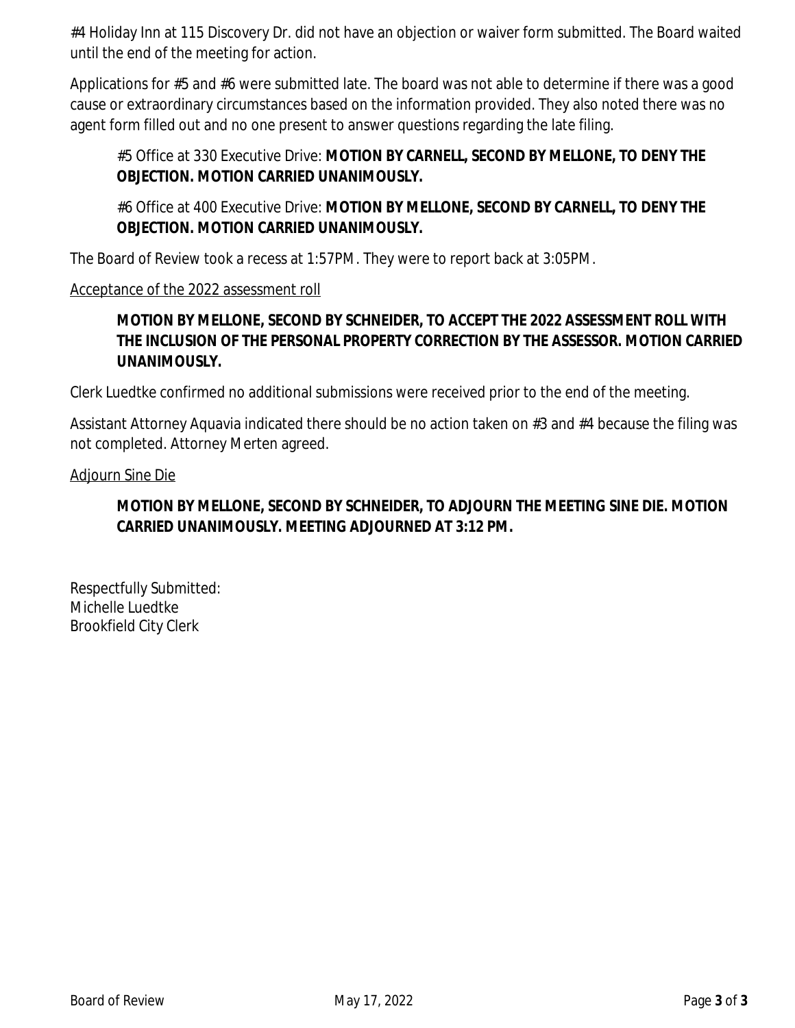#4 Holiday Inn at 115 Discovery Dr. did not have an objection or waiver form submitted. The Board waited until the end of the meeting for action.

Applications for #5 and #6 were submitted late. The board was not able to determine if there was a good cause or extraordinary circumstances based on the information provided. They also noted there was no agent form filled out and no one present to answer questions regarding the late filing.

> #5 Office at 330 Executive Drive: **MOTION BY CARNELL, SECOND BY MELLONE, TO DENY THE OBJECTION. MOTION CARRIED UNANIMOUSLY.**
>
> #6 Office at 400 Executive Drive: **MOTION BY MELLONE, SECOND BY CARNELL, TO DENY THE OBJECTION. MOTION CARRIED UNANIMOUSLY.**

The Board of Review took a recess at 1:57PM. They were to report back at 3:05PM.

<u>Acceptance of the 2022 assessment roll</u>

> **MOTION BY MELLONE, SECOND BY SCHNEIDER, TO ACCEPT THE 2022 ASSESSMENT ROLL WITH THE INCLUSION OF THE PERSONAL PROPERTY CORRECTION BY THE ASSESSOR. MOTION CARRIED UNANIMOUSLY.**

Clerk Luedtke confirmed no additional submissions were received prior to the end of the meeting.

Assistant Attorney Aquavia indicated there should be no action taken on #3 and #4 because the filing was not completed. Attorney Merten agreed.

<u>Adjourn Sine Die</u>

> **MOTION BY MELLONE, SECOND BY SCHNEIDER, TO ADJOURN THE MEETING SINE DIE. MOTION CARRIED UNANIMOUSLY. MEETING ADJOURNED AT 3:12 PM.**

Respectfully Submitted:
Michelle Luedtke
Brookfield City Clerk